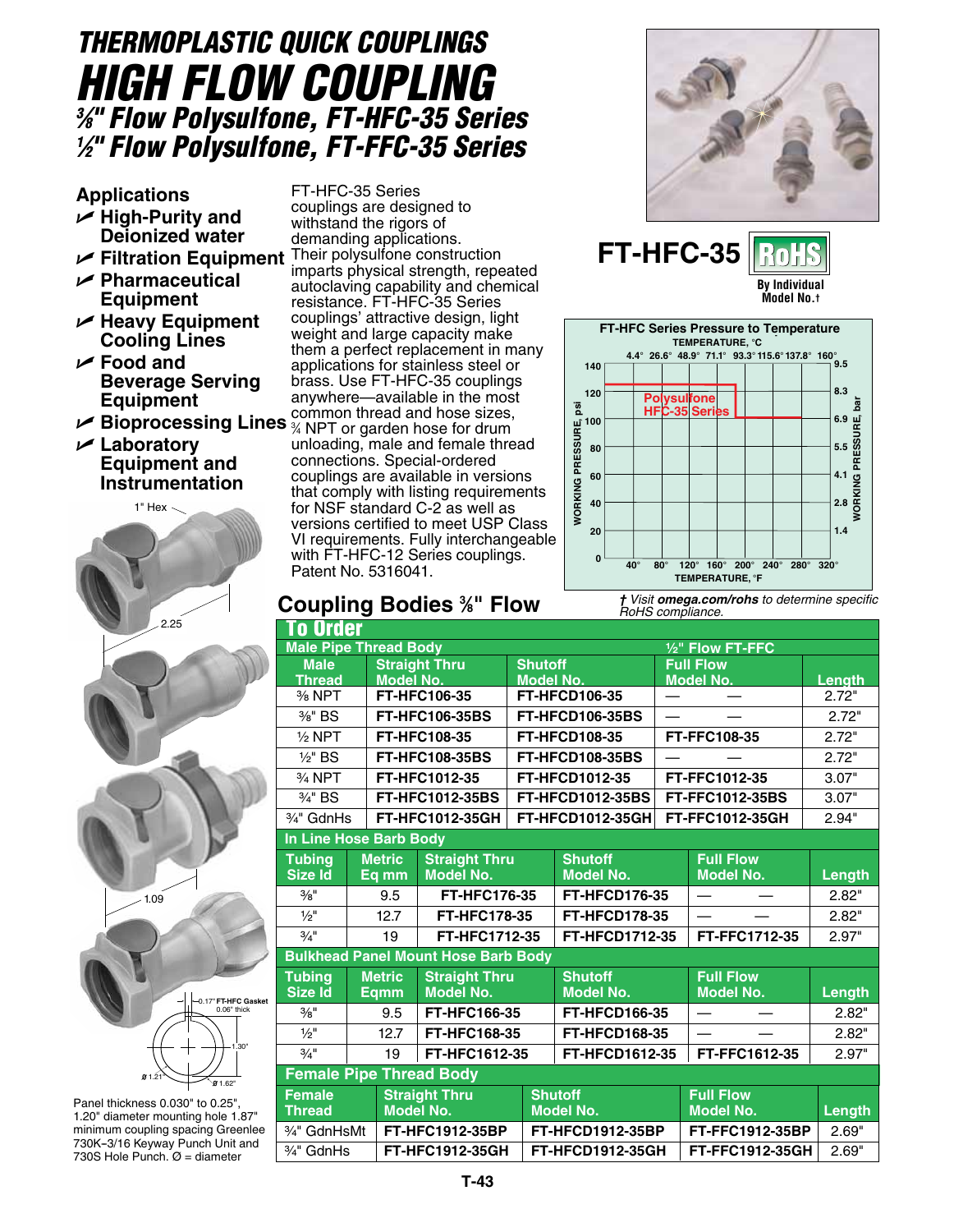# THERMOPLASTIC QUICK COUPLINGS

# HIGH FLOW COUPLING

## ⅜" Flow Polysulfone, FT-HFC-35 Series
## ½" Flow Polysulfone, FT-FFC-35 Series

### Applications

- High-Purity and Deionized water
- Filtration Equipment
- Pharmaceutical Equipment
- Heavy Equipment Cooling Lines
- Food and Beverage Serving Equipment
- Bioprocessing Lines
- Laboratory Equipment and Instrumentation

FT-HFC-35 Series couplings are designed to withstand the rigors of demanding applications. Their polysulfone construction imparts physical strength, repeated autoclaving capability and chemical resistance. FT-HFC-35 Series couplings' attractive design, light weight and large capacity make them a perfect replacement in many applications for stainless steel or brass. Use FT-HFC-35 couplings anywhere—available in the most common thread and hose sizes, ¾ NPT or garden hose for drum unloading, male and female thread connections. Special-ordered couplings are available in versions that comply with listing requirements for NSF standard C-2 as well as versions certified to meet USP Class VI requirements. Fully interchangeable with FT-HFC-12 Series couplings. Patent No. 5316041.

1" Hex

2.25

1.09

0.17" FT-HFC Gasket 0.06" thick

1.30"

Ø 1.21"

Ø 1.62"

Panel thickness 0.030" to 0.25", 1.20" diameter mounting hole 1.87" minimum coupling spacing Greenlee 730K-3/16 Keyway Punch Unit and 730S Hole Punch. Ø = diameter

**FT-HFC-35** RoHS

By Individual Model No.†

**FT-HFC Series Pressure to Temperature**

Polysulfone HFC-35 Series

| TEMPERATURE, °C | 4.4° | 26.6° | 48.9° | 71.1° | 93.3° | 115.6° | 137.8° | 160° |
|---|---|---|---|---|---|---|---|---|
| TEMPERATURE, °F | 40° | 80° | 120° | 160° | 200° | 240° | 280° | 320° |

WORKING PRESSURE, psi: 0, 20, 40, 60, 80, 100, 120, 140

WORKING PRESSURE, bar: 1.4, 2.8, 4.1, 5.5, 6.9, 8.3, 9.5

*† Visit **omega.com/rohs** to determine specific RoHS compliance.*

## Coupling Bodies ⅜" Flow

### To Order

**Male Pipe Thread Body** (½" Flow FT-FFC)

| Male Thread | Straight Thru Model No. | Shutoff Model No. | Full Flow Model No. | Length |
|---|---|---|---|---|
| ⅜ NPT | FT-HFC106-35 | FT-HFCD106-35 | — — | 2.72" |
| ⅜" BS | FT-HFC106-35BS | FT-HFCD106-35BS | — — | 2.72" |
| ½ NPT | FT-HFC108-35 | FT-HFCD108-35 | FT-FFC108-35 | 2.72" |
| ½" BS | FT-HFC108-35BS | FT-HFCD108-35BS | — — | 2.72" |
| ¾ NPT | FT-HFC1012-35 | FT-HFCD1012-35 | FT-FFC1012-35 | 3.07" |
| ¾" BS | FT-HFC1012-35BS | FT-HFCD1012-35BS | FT-FFC1012-35BS | 3.07" |
| ¾" GdnHs | FT-HFC1012-35GH | FT-HFCD1012-35GH | FT-FFC1012-35GH | 2.94" |

**In Line Hose Barb Body**

| Tubing Size Id | Metric Eq mm | Straight Thru Model No. | Shutoff Model No. | Full Flow Model No. | Length |
|---|---|---|---|---|---|
| ⅜" | 9.5 | FT-HFC176-35 | FT-HFCD176-35 | — — | 2.82" |
| ½" | 12.7 | FT-HFC178-35 | FT-HFCD178-35 | — — | 2.82" |
| ¾" | 19 | FT-HFC1712-35 | FT-HFCD1712-35 | FT-FFC1712-35 | 2.97" |

**Bulkhead Panel Mount Hose Barb Body**

| Tubing Size Id | Metric Eqmm | Straight Thru Model No. | Shutoff Model No. | Full Flow Model No. | Length |
|---|---|---|---|---|---|
| ⅜" | 9.5 | FT-HFC166-35 | FT-HFCD166-35 | — — | 2.82" |
| ½" | 12.7 | FT-HFC168-35 | FT-HFCD168-35 | — — | 2.82" |
| ¾" | 19 | FT-HFC1612-35 | FT-HFCD1612-35 | FT-FFC1612-35 | 2.97" |

**Female Pipe Thread Body**

| Female Thread | Straight Thru Model No. | Shutoff Model No. | Full Flow Model No. | Length |
|---|---|---|---|---|
| ¾" GdnHsMt | FT-HFC1912-35BP | FT-HFCD1912-35BP | FT-FFC1912-35BP | 2.69" |
| ¾" GdnHs | FT-HFC1912-35GH | FT-HFCD1912-35GH | FT-FFC1912-35GH | 2.69" |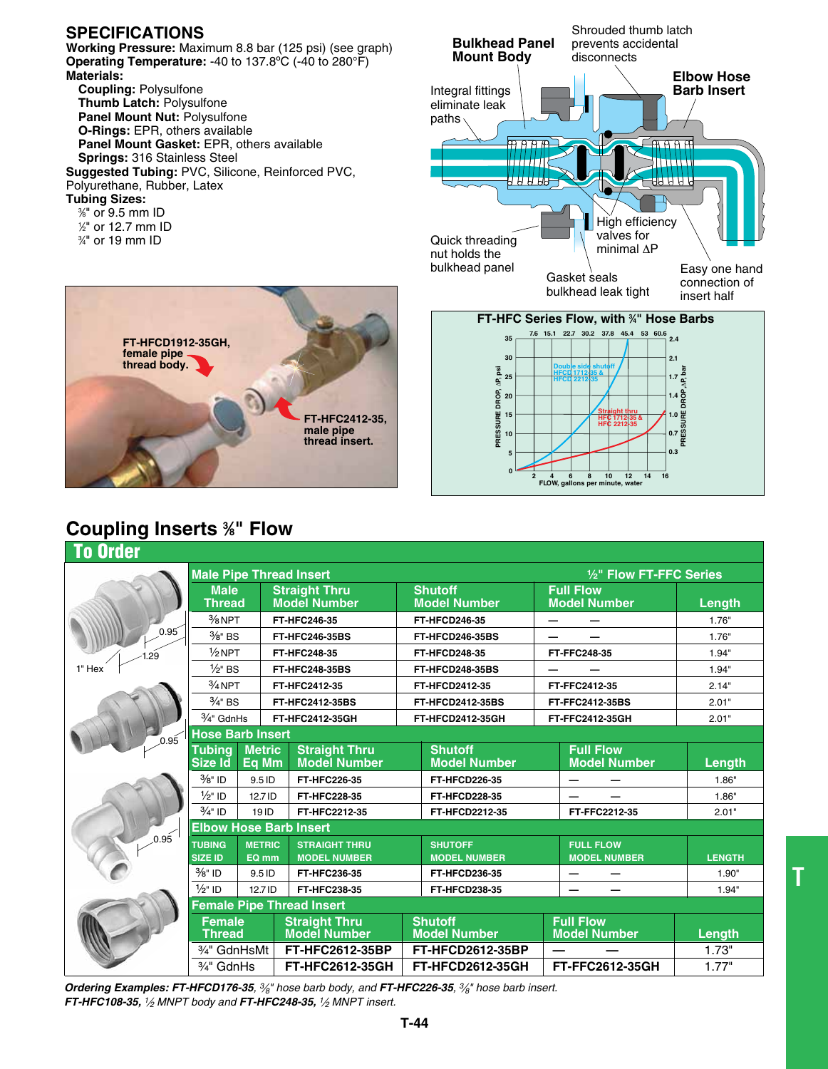## SPECIFICATIONS

**Working Pressure:** Maximum 8.8 bar (125 psi) (see graph)
**Operating Temperature:** -40 to 137.8ºC (-40 to 280°F)
**Materials:**

- **Coupling:** Polysulfone
- **Thumb Latch:** Polysulfone
- **Panel Mount Nut:** Polysulfone
- **O-Rings:** EPR, others available
- **Panel Mount Gasket:** EPR, others available
- **Springs:** 316 Stainless Steel

**Suggested Tubing:** PVC, Silicone, Reinforced PVC, Polyurethane, Rubber, Latex
**Tubing Sizes:**

- ⅜" or 9.5 mm ID
- ½" or 12.7 mm ID
- ¾" or 19 mm ID

**Bulkhead Panel Mount Body**

Shrouded thumb latch prevents accidental disconnects

**Elbow Hose Barb Insert**

Integral fittings eliminate leak paths

Quick threading nut holds the bulkhead panel

High efficiency valves for minimal ΔP

Gasket seals bulkhead leak tight

Easy one hand connection of insert half

**FT-HFCD1912-35GH, female pipe thread body.**

**FT-HFC2412-35, male pipe thread insert.**

**FT-HFC Series Flow, with ¾" Hose Barbs**

7.6 15.1 22.7 30.2 37.8 45.4 53 60.6
35 30 25 20 15 10 5 0
PRESSURE DROP, ΔP, psi
2.4 2.1 1.7 1.4 1.0 0.7 0.3
PRESSURE DROP, ΔP, bar
Double side shutoff HFCD 1712-35 & HFCD 2212-35
Straight thru HFC 1712-35 & HFC 2212-35
2 4 6 8 10 12 14 16
FLOW, gallons per minute, water

## Coupling Inserts ⅜" Flow

### To Order

**Male Pipe Thread Insert** — ½" Flow FT-FFC Series

| Male Thread | Straight Thru Model Number | Shutoff Model Number | Full Flow Model Number | Length |
|---|---|---|---|---|
| ⅜ NPT | FT-HFC246-35 | FT-HFCD246-35 | — — | 1.76" |
| ⅜" BS | FT-HFC246-35BS | FT-HFCD246-35BS | — — | 1.76" |
| ½ NPT | FT-HFC248-35 | FT-HFCD248-35 | FT-FFC248-35 | 1.94" |
| ½" BS | FT-HFC248-35BS | FT-HFCD248-35BS | — — | 1.94" |
| ¾ NPT | FT-HFC2412-35 | FT-HFCD2412-35 | FT-FFC2412-35 | 2.14" |
| ¾" BS | FT-HFC2412-35BS | FT-HFCD2412-35BS | FT-FFC2412-35BS | 2.01" |
| ¾" GdnHs | FT-HFC2412-35GH | FT-HFCD2412-35GH | FT-FFC2412-35GH | 2.01" |

**Hose Barb Insert**

| Tubing Size Id | Metric Eq Mm | Straight Thru Model Number | Shutoff Model Number | Full Flow Model Number | Length |
|---|---|---|---|---|---|
| ⅜" ID | 9.5 ID | FT-HFC226-35 | FT-HFCD226-35 | — — | 1.86" |
| ½" ID | 12.7 ID | FT-HFC228-35 | FT-HFCD228-35 | — — | 1.86" |
| ¾" ID | 19 ID | FT-HFC2212-35 | FT-HFCD2212-35 | FT-FFC2212-35 | 2.01" |

**Elbow Hose Barb Insert**

| TUBING SIZE ID | METRIC EQ mm | STRAIGHT THRU MODEL NUMBER | SHUTOFF MODEL NUMBER | FULL FLOW MODEL NUMBER | LENGTH |
|---|---|---|---|---|---|
| ⅜" ID | 9.5 ID | FT-HFC236-35 | FT-HFCD236-35 | — — | 1.90" |
| ½" ID | 12.7 ID | FT-HFC238-35 | FT-HFCD238-35 | — — | 1.94" |

**Female Pipe Thread Insert**

| Female Thread | Straight Thru Model Number | Shutoff Model Number | Full Flow Model Number | Length |
|---|---|---|---|---|
| ¾" GdnHsMt | FT-HFC2612-35BP | FT-HFCD2612-35BP | — — | 1.73" |
| ¾" GdnHs | FT-HFC2612-35GH | FT-HFCD2612-35GH | FT-FFC2612-35GH | 1.77" |

0.95 1.29 1" Hex 0.95 0.95

***Ordering Examples: FT-HFCD176-35**, ⅜" hose barb body, and **FT-HFC226-35**, ⅜" hose barb insert.*
***FT-HFC108-35**, ½ MNPT body and **FT-HFC248-35**, ½ MNPT insert.*